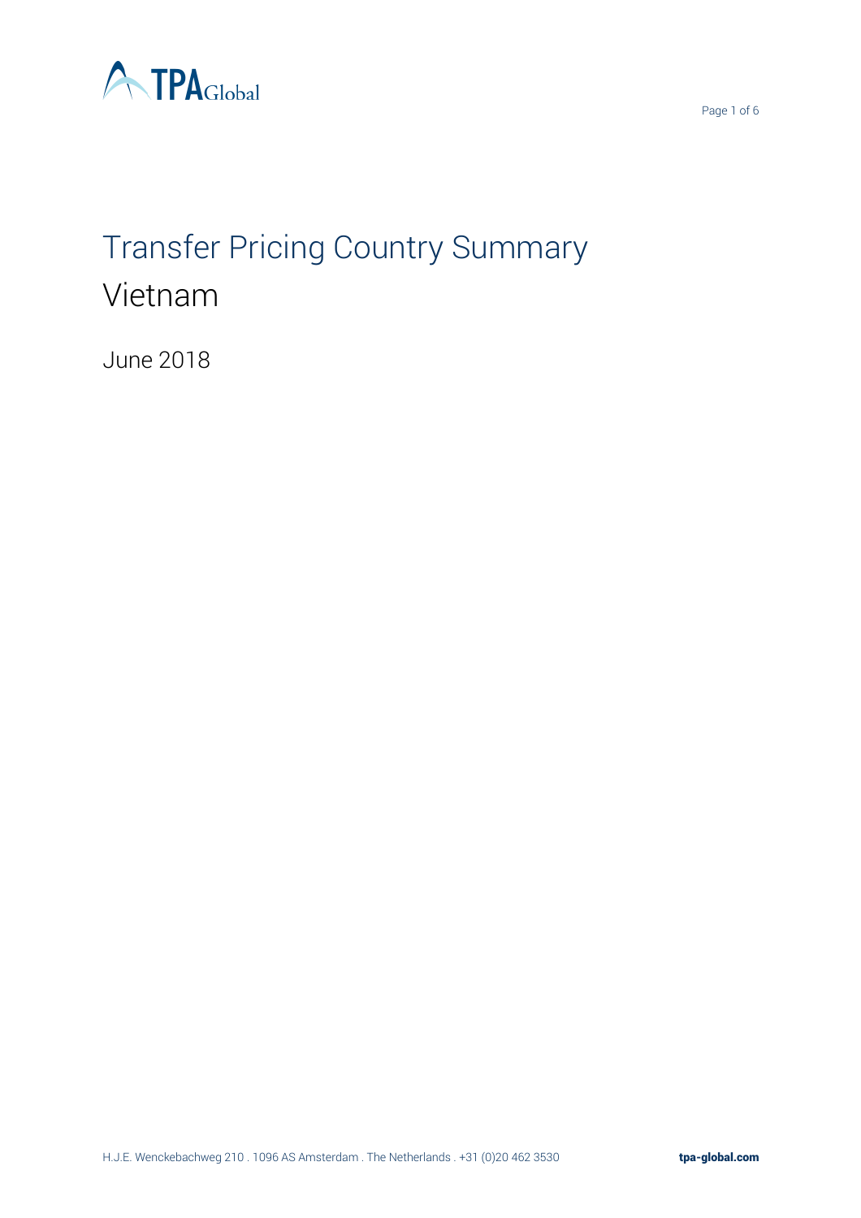# Transfer Pricing Country Summary

## Vietnam

June 2018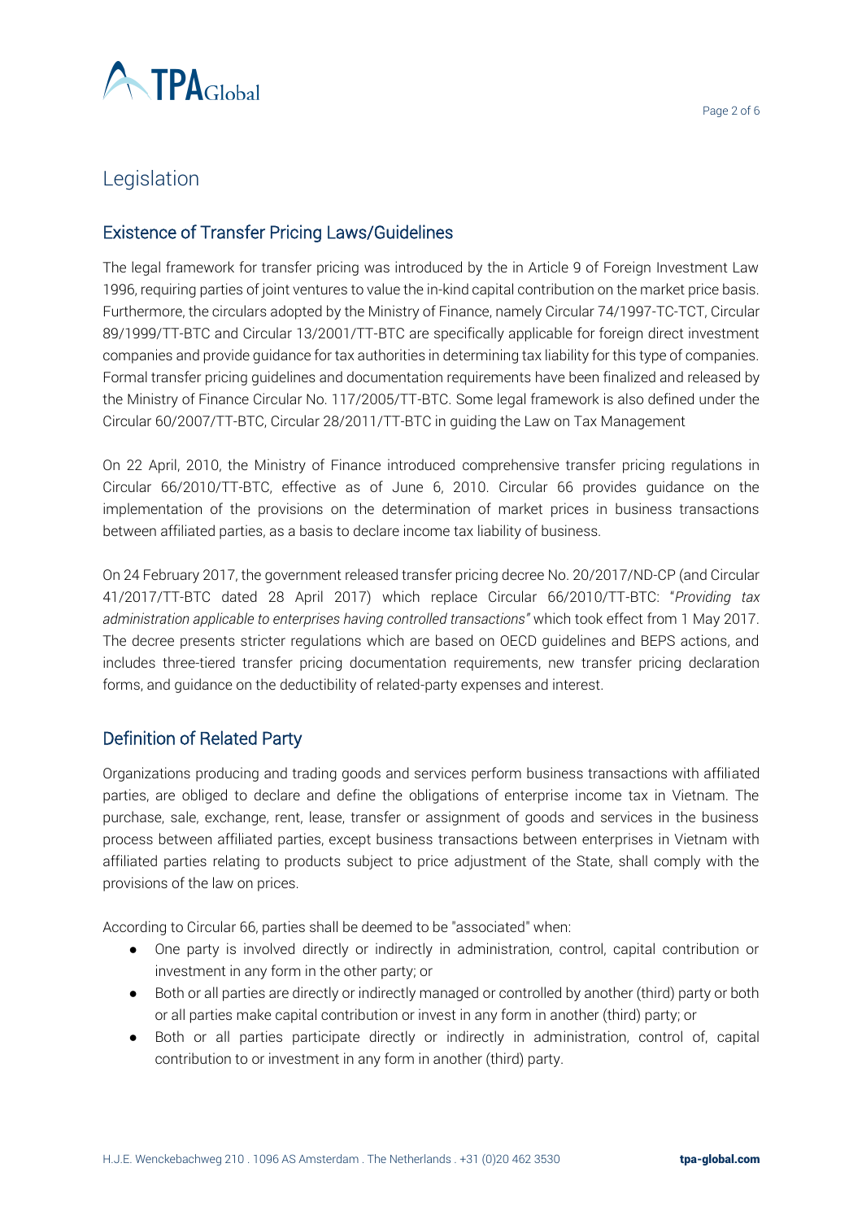# Legislation

## Existence of Transfer Pricing Laws/Guidelines

The legal framework for transfer pricing was introduced by the in Article 9 of Foreign Investment Law 1996, requiring parties of joint ventures to value the in-kind capital contribution on the market price basis. Furthermore, the circulars adopted by the Ministry of Finance, namely Circular 74/1997-TC-TCT, Circular 89/1999/TT-BTC and Circular 13/2001/TT-BTC are specifically applicable for foreign direct investment companies and provide guidance for tax authorities in determining tax liability for this type of companies. Formal transfer pricing guidelines and documentation requirements have been finalized and released by the Ministry of Finance Circular No. 117/2005/TT-BTC. Some legal framework is also defined under the Circular 60/2007/TT-BTC, Circular 28/2011/TT-BTC in guiding the Law on Tax Management

On 22 April, 2010, the Ministry of Finance introduced comprehensive transfer pricing regulations in Circular 66/2010/TT-BTC, effective as of June 6, 2010. Circular 66 provides guidance on the implementation of the provisions on the determination of market prices in business transactions between affiliated parties, as a basis to declare income tax liability of business.

On 24 February 2017, the government released transfer pricing decree No. 20/2017/ND-CP (and Circular 41/2017/TT-BTC dated 28 April 2017) which replace Circular 66/2010/TT-BTC: "*Providing tax administration applicable to enterprises having controlled transactions"* which took effect from 1 May 2017. The decree presents stricter regulations which are based on OECD guidelines and BEPS actions, and includes three-tiered transfer pricing documentation requirements, new transfer pricing declaration forms, and guidance on the deductibility of related-party expenses and interest.

## Definition of Related Party

Organizations producing and trading goods and services perform business transactions with affiliated parties, are obliged to declare and define the obligations of enterprise income tax in Vietnam. The purchase, sale, exchange, rent, lease, transfer or assignment of goods and services in the business process between affiliated parties, except business transactions between enterprises in Vietnam with affiliated parties relating to products subject to price adjustment of the State, shall comply with the provisions of the law on prices.

According to Circular 66, parties shall be deemed to be "associated" when:

- One party is involved directly or indirectly in administration, control, capital contribution or investment in any form in the other party; or
- Both or all parties are directly or indirectly managed or controlled by another (third) party or both or all parties make capital contribution or invest in any form in another (third) party; or
- Both or all parties participate directly or indirectly in administration, control of, capital contribution to or investment in any form in another (third) party.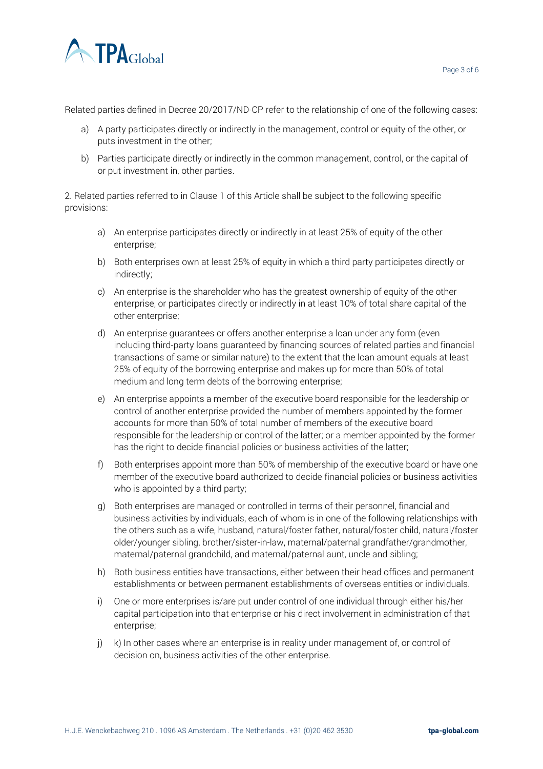Related parties defined in Decree 20/2017/ND-CP refer to the relationship of one of the following cases:

a) A party participates directly or indirectly in the management, control or equity of the other, or puts investment in the other;

b) Parties participate directly or indirectly in the common management, control, or the capital of or put investment in, other parties.

2. Related parties referred to in Clause 1 of this Article shall be subject to the following specific provisions:

a) An enterprise participates directly or indirectly in at least 25% of equity of the other enterprise;

b) Both enterprises own at least 25% of equity in which a third party participates directly or indirectly;

c) An enterprise is the shareholder who has the greatest ownership of equity of the other enterprise, or participates directly or indirectly in at least 10% of total share capital of the other enterprise;

d) An enterprise guarantees or offers another enterprise a loan under any form (even including third-party loans guaranteed by financing sources of related parties and financial transactions of same or similar nature) to the extent that the loan amount equals at least 25% of equity of the borrowing enterprise and makes up for more than 50% of total medium and long term debts of the borrowing enterprise;

e) An enterprise appoints a member of the executive board responsible for the leadership or control of another enterprise provided the number of members appointed by the former accounts for more than 50% of total number of members of the executive board responsible for the leadership or control of the latter; or a member appointed by the former has the right to decide financial policies or business activities of the latter;

f) Both enterprises appoint more than 50% of membership of the executive board or have one member of the executive board authorized to decide financial policies or business activities who is appointed by a third party;

g) Both enterprises are managed or controlled in terms of their personnel, financial and business activities by individuals, each of whom is in one of the following relationships with the others such as a wife, husband, natural/foster father, natural/foster child, natural/foster older/younger sibling, brother/sister-in-law, maternal/paternal grandfather/grandmother, maternal/paternal grandchild, and maternal/paternal aunt, uncle and sibling;

h) Both business entities have transactions, either between their head offices and permanent establishments or between permanent establishments of overseas entities or individuals.

i) One or more enterprises is/are put under control of one individual through either his/her capital participation into that enterprise or his direct involvement in administration of that enterprise;

j) k) In other cases where an enterprise is in reality under management of, or control of decision on, business activities of the other enterprise.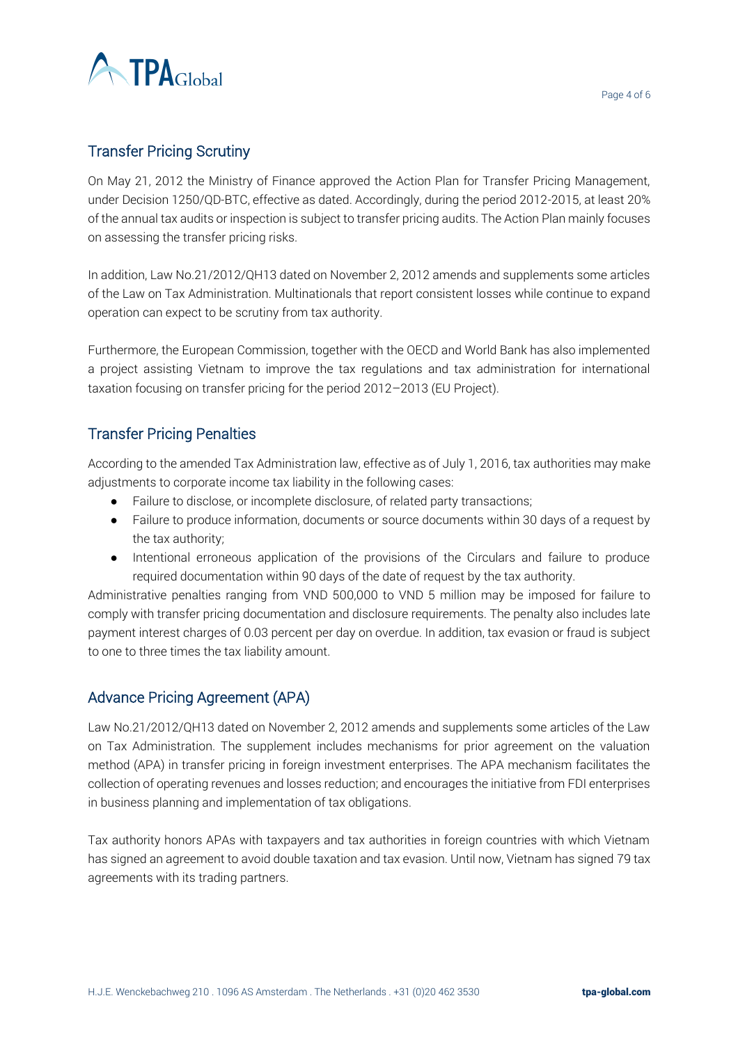## Transfer Pricing Scrutiny

On May 21, 2012 the Ministry of Finance approved the Action Plan for Transfer Pricing Management, under Decision 1250/QD-BTC, effective as dated. Accordingly, during the period 2012-2015, at least 20% of the annual tax audits or inspection is subject to transfer pricing audits. The Action Plan mainly focuses on assessing the transfer pricing risks.

In addition, Law No.21/2012/QH13 dated on November 2, 2012 amends and supplements some articles of the Law on Tax Administration. Multinationals that report consistent losses while continue to expand operation can expect to be scrutiny from tax authority.

Furthermore, the European Commission, together with the OECD and World Bank has also implemented a project assisting Vietnam to improve the tax regulations and tax administration for international taxation focusing on transfer pricing for the period 2012–2013 (EU Project).

## Transfer Pricing Penalties

According to the amended Tax Administration law, effective as of July 1, 2016, tax authorities may make adjustments to corporate income tax liability in the following cases:

- Failure to disclose, or incomplete disclosure, of related party transactions;
- Failure to produce information, documents or source documents within 30 days of a request by the tax authority;
- Intentional erroneous application of the provisions of the Circulars and failure to produce required documentation within 90 days of the date of request by the tax authority.

Administrative penalties ranging from VND 500,000 to VND 5 million may be imposed for failure to comply with transfer pricing documentation and disclosure requirements. The penalty also includes late payment interest charges of 0.03 percent per day on overdue. In addition, tax evasion or fraud is subject to one to three times the tax liability amount.

## Advance Pricing Agreement (APA)

Law No.21/2012/QH13 dated on November 2, 2012 amends and supplements some articles of the Law on Tax Administration. The supplement includes mechanisms for prior agreement on the valuation method (APA) in transfer pricing in foreign investment enterprises. The APA mechanism facilitates the collection of operating revenues and losses reduction; and encourages the initiative from FDI enterprises in business planning and implementation of tax obligations.

Tax authority honors APAs with taxpayers and tax authorities in foreign countries with which Vietnam has signed an agreement to avoid double taxation and tax evasion. Until now, Vietnam has signed 79 tax agreements with its trading partners.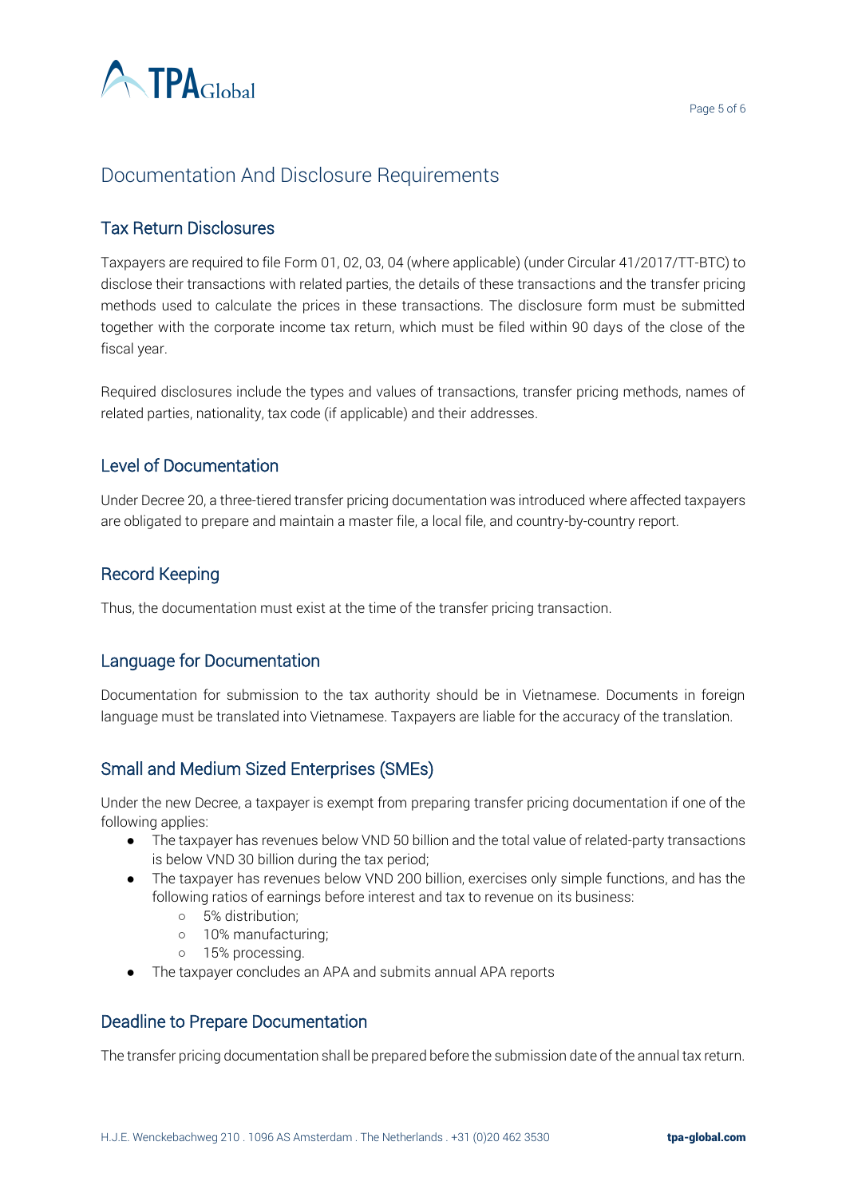# Documentation And Disclosure Requirements

## Tax Return Disclosures

Taxpayers are required to file Form 01, 02, 03, 04 (where applicable) (under Circular 41/2017/TT-BTC) to disclose their transactions with related parties, the details of these transactions and the transfer pricing methods used to calculate the prices in these transactions. The disclosure form must be submitted together with the corporate income tax return, which must be filed within 90 days of the close of the fiscal year.

Required disclosures include the types and values of transactions, transfer pricing methods, names of related parties, nationality, tax code (if applicable) and their addresses.

## Level of Documentation

Under Decree 20, a three-tiered transfer pricing documentation was introduced where affected taxpayers are obligated to prepare and maintain a master file, a local file, and country-by-country report.

## Record Keeping

Thus, the documentation must exist at the time of the transfer pricing transaction.

## Language for Documentation

Documentation for submission to the tax authority should be in Vietnamese. Documents in foreign language must be translated into Vietnamese. Taxpayers are liable for the accuracy of the translation.

## Small and Medium Sized Enterprises (SMEs)

Under the new Decree, a taxpayer is exempt from preparing transfer pricing documentation if one of the following applies:

- The taxpayer has revenues below VND 50 billion and the total value of related-party transactions is below VND 30 billion during the tax period;
- The taxpayer has revenues below VND 200 billion, exercises only simple functions, and has the following ratios of earnings before interest and tax to revenue on its business:
    - 5% distribution;
    - 10% manufacturing;
    - 15% processing.
- The taxpayer concludes an APA and submits annual APA reports

## Deadline to Prepare Documentation

The transfer pricing documentation shall be prepared before the submission date of the annual tax return.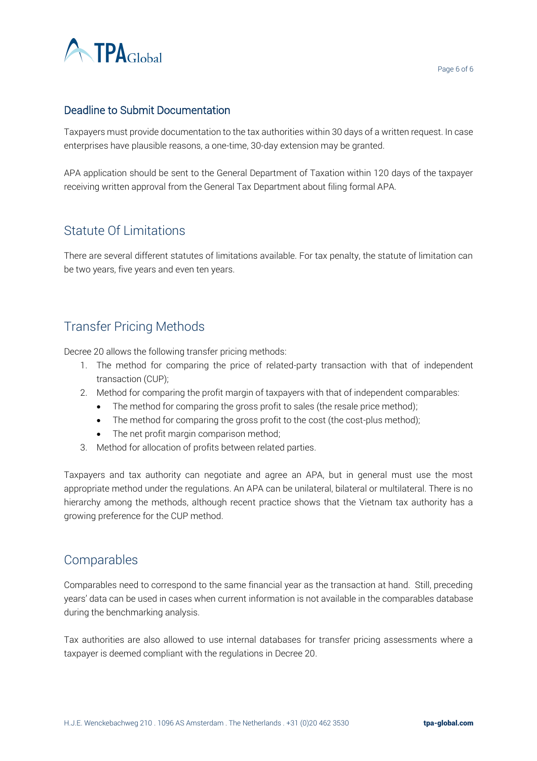## Deadline to Submit Documentation

Taxpayers must provide documentation to the tax authorities within 30 days of a written request. In case enterprises have plausible reasons, a one-time, 30-day extension may be granted.

APA application should be sent to the General Department of Taxation within 120 days of the taxpayer receiving written approval from the General Tax Department about filing formal APA.

## Statute Of Limitations

There are several different statutes of limitations available. For tax penalty, the statute of limitation can be two years, five years and even ten years.

## Transfer Pricing Methods

Decree 20 allows the following transfer pricing methods:

1. The method for comparing the price of related-party transaction with that of independent transaction (CUP);
2. Method for comparing the profit margin of taxpayers with that of independent comparables:
   - The method for comparing the gross profit to sales (the resale price method);
   - The method for comparing the gross profit to the cost (the cost-plus method);
   - The net profit margin comparison method;
3. Method for allocation of profits between related parties.

Taxpayers and tax authority can negotiate and agree an APA, but in general must use the most appropriate method under the regulations. An APA can be unilateral, bilateral or multilateral. There is no hierarchy among the methods, although recent practice shows that the Vietnam tax authority has a growing preference for the CUP method.

## Comparables

Comparables need to correspond to the same financial year as the transaction at hand. Still, preceding years' data can be used in cases when current information is not available in the comparables database during the benchmarking analysis.

Tax authorities are also allowed to use internal databases for transfer pricing assessments where a taxpayer is deemed compliant with the regulations in Decree 20.